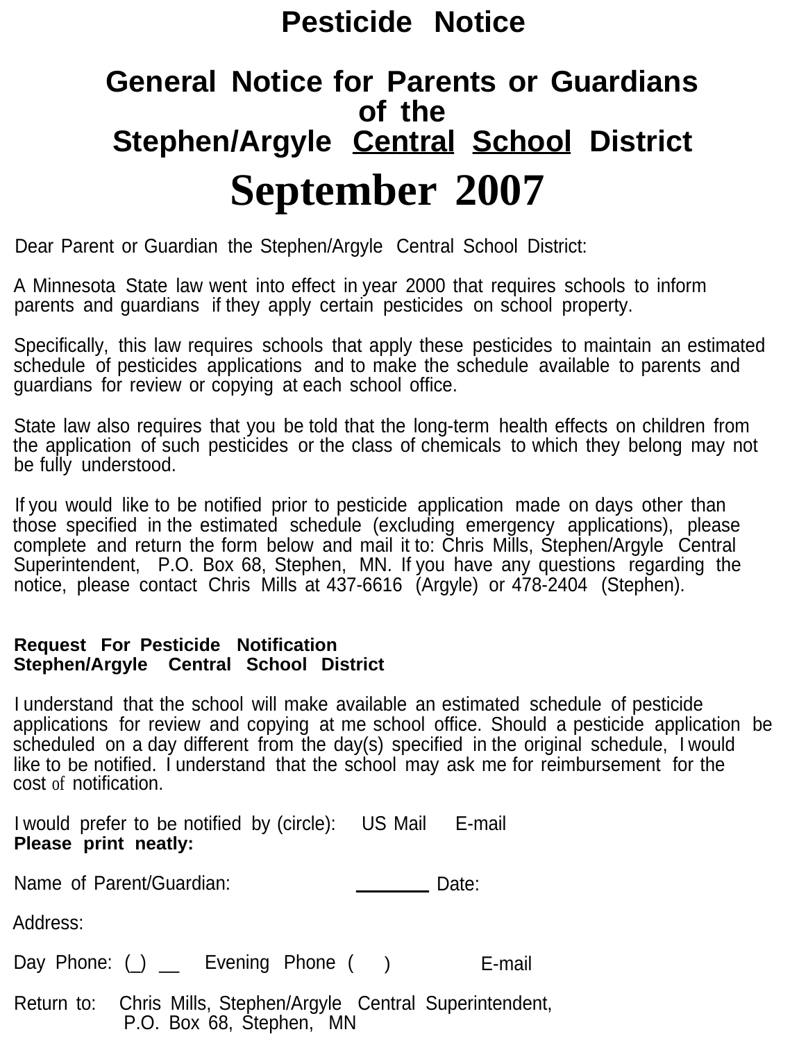# Pesticide Notice

## General Notice for Parents or Guardians of the Stephen/Argyle Central School District

# September 2007

Dear Parent or Guardian the Stephen/Argyle Central School District:

A Minnesota State law went into effect in year 2000 that requires schools to inform parents and guardians if they apply certain pesticides on school property.

Specifically, this law requires schools that apply these pesticides to maintain an estimated schedule of pesticides applications and to make the schedule available to parents and guardians for review or copying at each school office.

State law also requires that you be told that the long-term health effects on children from the application of such pesticides or the class of chemicals to which they belong may not be fully understood.

If you would like to be notified prior to pesticide application made on days other than those specified in the estimated schedule (excluding emergency applications), please complete and return the form below and mail it to: Chris Mills, Stephen/Argyle Central Superintendent, P.O. Box 68, Stephen, MN. If you have any questions regarding the notice, please contact Chris Mills at 437-6616 (Argyle) or 478-2404 (Stephen).

**Request For Pesticide Notification**
**Stephen/Argyle Central School District**

I understand that the school will make available an estimated schedule of pesticide applications for review and copying at me school office. Should a pesticide application be scheduled on a day different from the day(s) specified in the original schedule, I would like to be notified. I understand that the school may ask me for reimbursement for the cost of notification.

I would prefer to be notified by (circle): US Mail E-mail
**Please print neatly:**

Name of Parent/Guardian: _______ Date:

Address:

Day Phone: (_) __ Evening Phone ( ) E-mail

Return to: Chris Mills, Stephen/Argyle Central Superintendent,
P.O. Box 68, Stephen, MN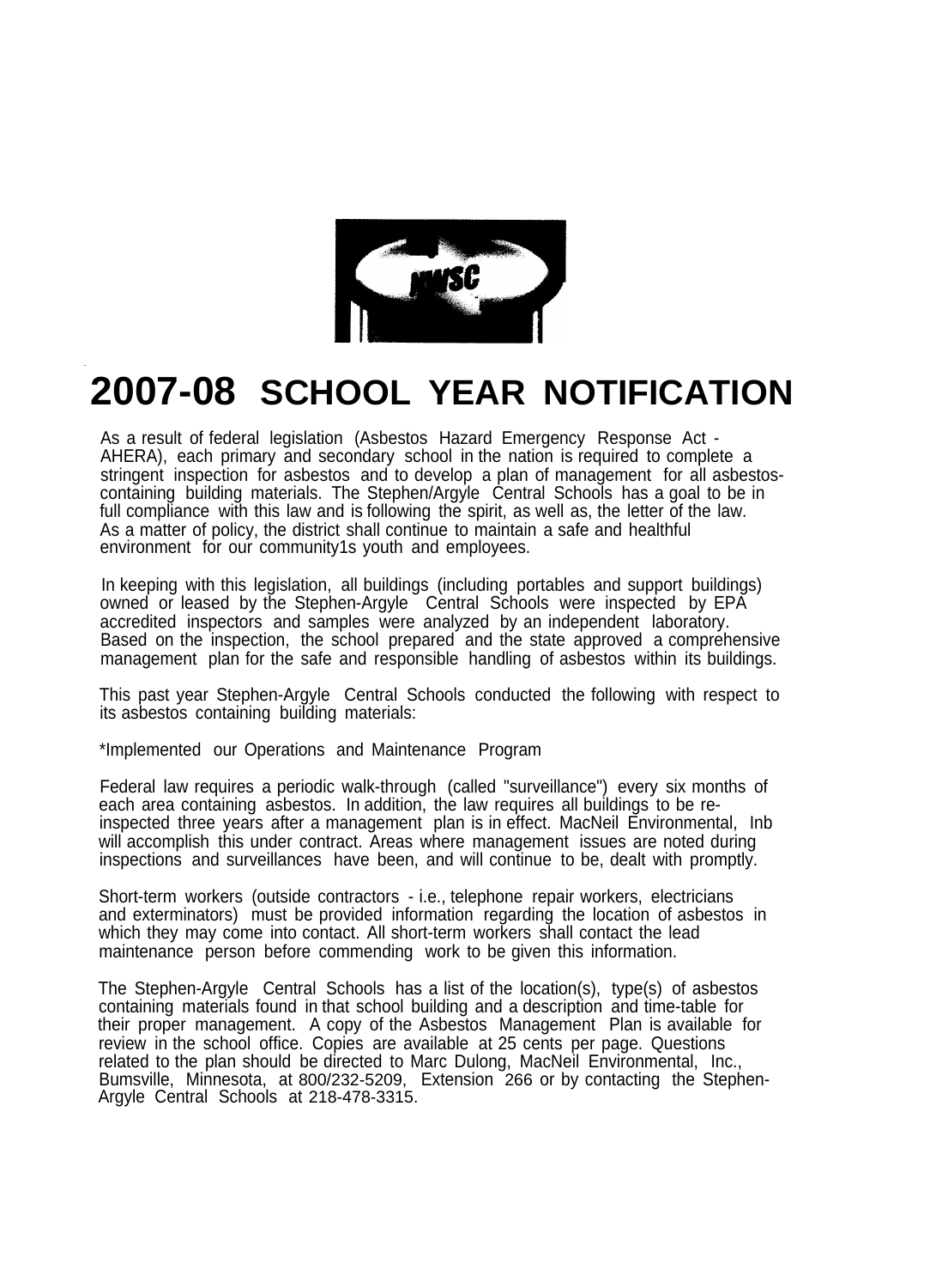# 2007-08 SCHOOL YEAR NOTIFICATION

As a result of federal legislation (Asbestos Hazard Emergency Response Act - AHERA), each primary and secondary school in the nation is required to complete a stringent inspection for asbestos and to develop a plan of management for all asbestos-containing building materials. The Stephen/Argyle Central Schools has a goal to be in full compliance with this law and is following the spirit, as well as, the letter of the law. As a matter of policy, the district shall continue to maintain a safe and healthful environment for our community1s youth and employees.

In keeping with this legislation, all buildings (including portables and support buildings) owned or leased by the Stephen-Argyle Central Schools were inspected by EPA accredited inspectors and samples were analyzed by an independent laboratory. Based on the inspection, the school prepared and the state approved a comprehensive management plan for the safe and responsible handling of asbestos within its buildings.

This past year Stephen-Argyle Central Schools conducted the following with respect to its asbestos containing building materials:

*Implemented our Operations and Maintenance Program

Federal law requires a periodic walk-through (called "surveillance") every six months of each area containing asbestos. In addition, the law requires all buildings to be re-inspected three years after a management plan is in effect. MacNeil Environmental, Inb will accomplish this under contract. Areas where management issues are noted during inspections and surveillances have been, and will continue to be, dealt with promptly.

Short-term workers (outside contractors - i.e., telephone repair workers, electricians and exterminators) must be provided information regarding the location of asbestos in which they may come into contact. All short-term workers shall contact the lead maintenance person before commending work to be given this information.

The Stephen-Argyle Central Schools has a list of the location(s), type(s) of asbestos containing materials found in that school building and a description and time-table for their proper management. A copy of the Asbestos Management Plan is available for review in the school office. Copies are available at 25 cents per page. Questions related to the plan should be directed to Marc Dulong, MacNeil Environmental, Inc., Bumsville, Minnesota, at 800/232-5209, Extension 266 or by contacting the Stephen-Argyle Central Schools at 218-478-3315.